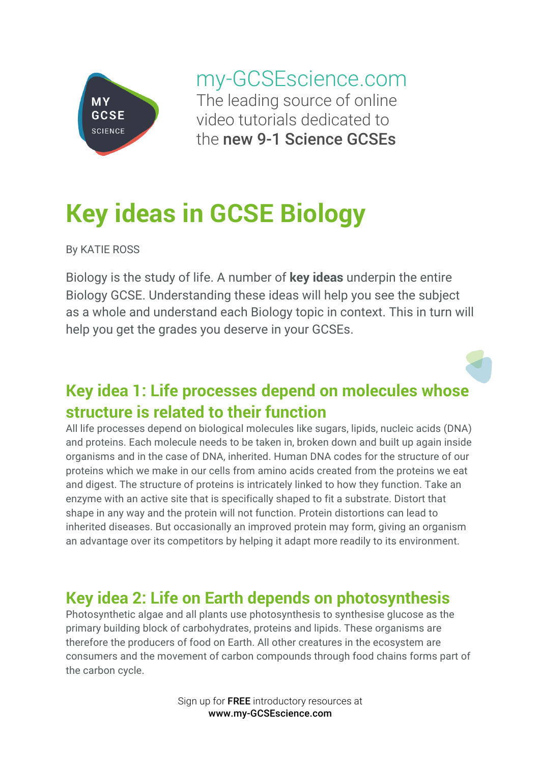my-GCSEscience.com

The leading source of online video tutorials dedicated to the **new 9-1 Science GCSEs**

# Key ideas in GCSE Biology

By KATIE ROSS

Biology is the study of life. A number of **key ideas** underpin the entire Biology GCSE. Understanding these ideas will help you see the subject as a whole and understand each Biology topic in context. This in turn will help you get the grades you deserve in your GCSEs.

## Key idea 1: Life processes depend on molecules whose structure is related to their function

All life processes depend on biological molecules like sugars, lipids, nucleic acids (DNA) and proteins. Each molecule needs to be taken in, broken down and built up again inside organisms and in the case of DNA, inherited. Human DNA codes for the structure of our proteins which we make in our cells from amino acids created from the proteins we eat and digest. The structure of proteins is intricately linked to how they function. Take an enzyme with an active site that is specifically shaped to fit a substrate. Distort that shape in any way and the protein will not function. Protein distortions can lead to inherited diseases. But occasionally an improved protein may form, giving an organism an advantage over its competitors by helping it adapt more readily to its environment.

## Key idea 2: Life on Earth depends on photosynthesis

Photosynthetic algae and all plants use photosynthesis to synthesise glucose as the primary building block of carbohydrates, proteins and lipids. These organisms are therefore the producers of food on Earth. All other creatures in the ecosystem are consumers and the movement of carbon compounds through food chains forms part of the carbon cycle.

Sign up for **FREE** introductory resources at **www.my-GCSEscience.com**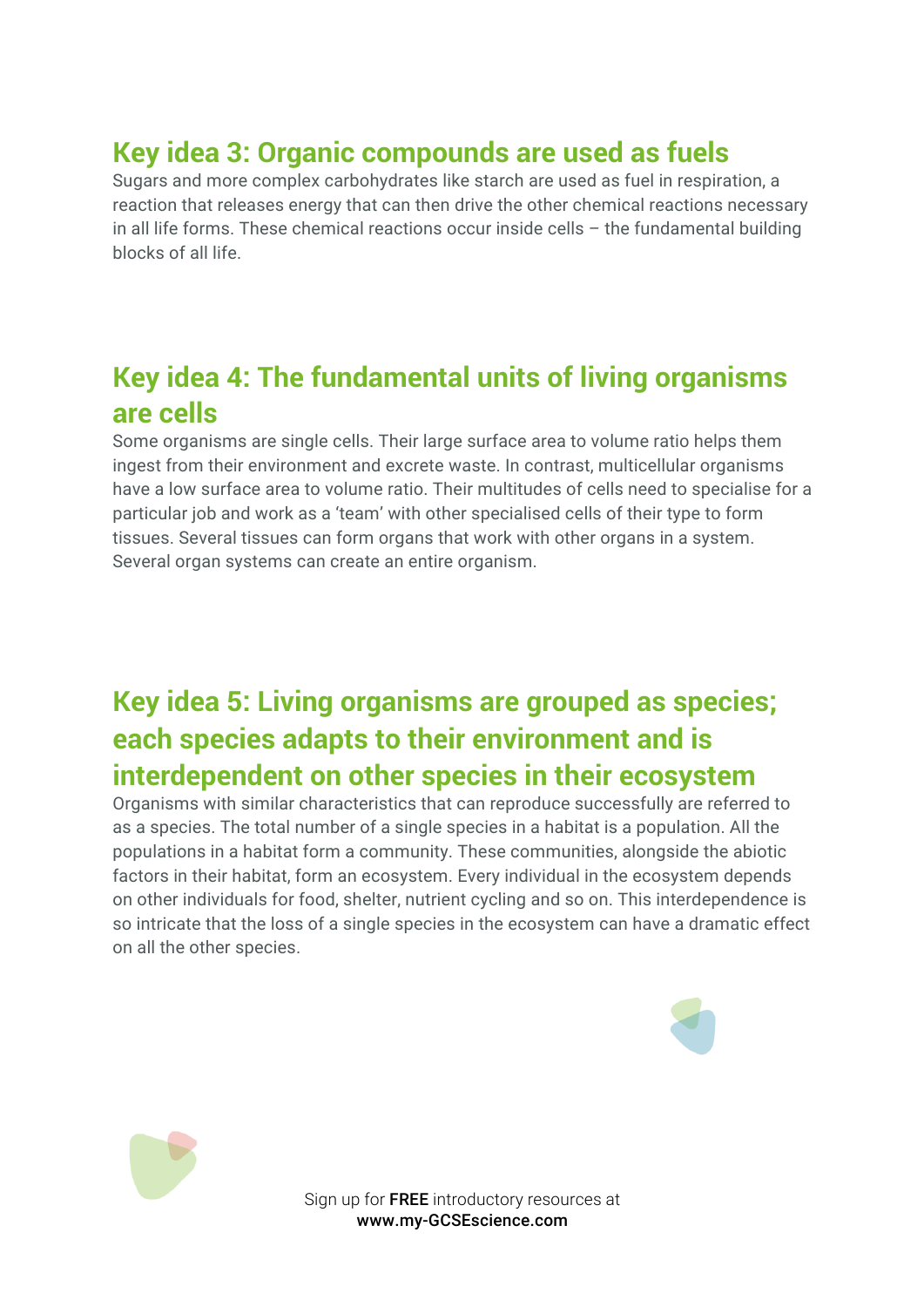## Key idea 3: Organic compounds are used as fuels

Sugars and more complex carbohydrates like starch are used as fuel in respiration, a reaction that releases energy that can then drive the other chemical reactions necessary in all life forms. These chemical reactions occur inside cells – the fundamental building blocks of all life.

## Key idea 4: The fundamental units of living organisms are cells

Some organisms are single cells. Their large surface area to volume ratio helps them ingest from their environment and excrete waste. In contrast, multicellular organisms have a low surface area to volume ratio. Their multitudes of cells need to specialise for a particular job and work as a 'team' with other specialised cells of their type to form tissues. Several tissues can form organs that work with other organs in a system. Several organ systems can create an entire organism.

## Key idea 5: Living organisms are grouped as species; each species adapts to their environment and is interdependent on other species in their ecosystem

Organisms with similar characteristics that can reproduce successfully are referred to as a species. The total number of a single species in a habitat is a population. All the populations in a habitat form a community. These communities, alongside the abiotic factors in their habitat, form an ecosystem. Every individual in the ecosystem depends on other individuals for food, shelter, nutrient cycling and so on. This interdependence is so intricate that the loss of a single species in the ecosystem can have a dramatic effect on all the other species.

Sign up for **FREE** introductory resources at
**www.my-GCSEscience.com**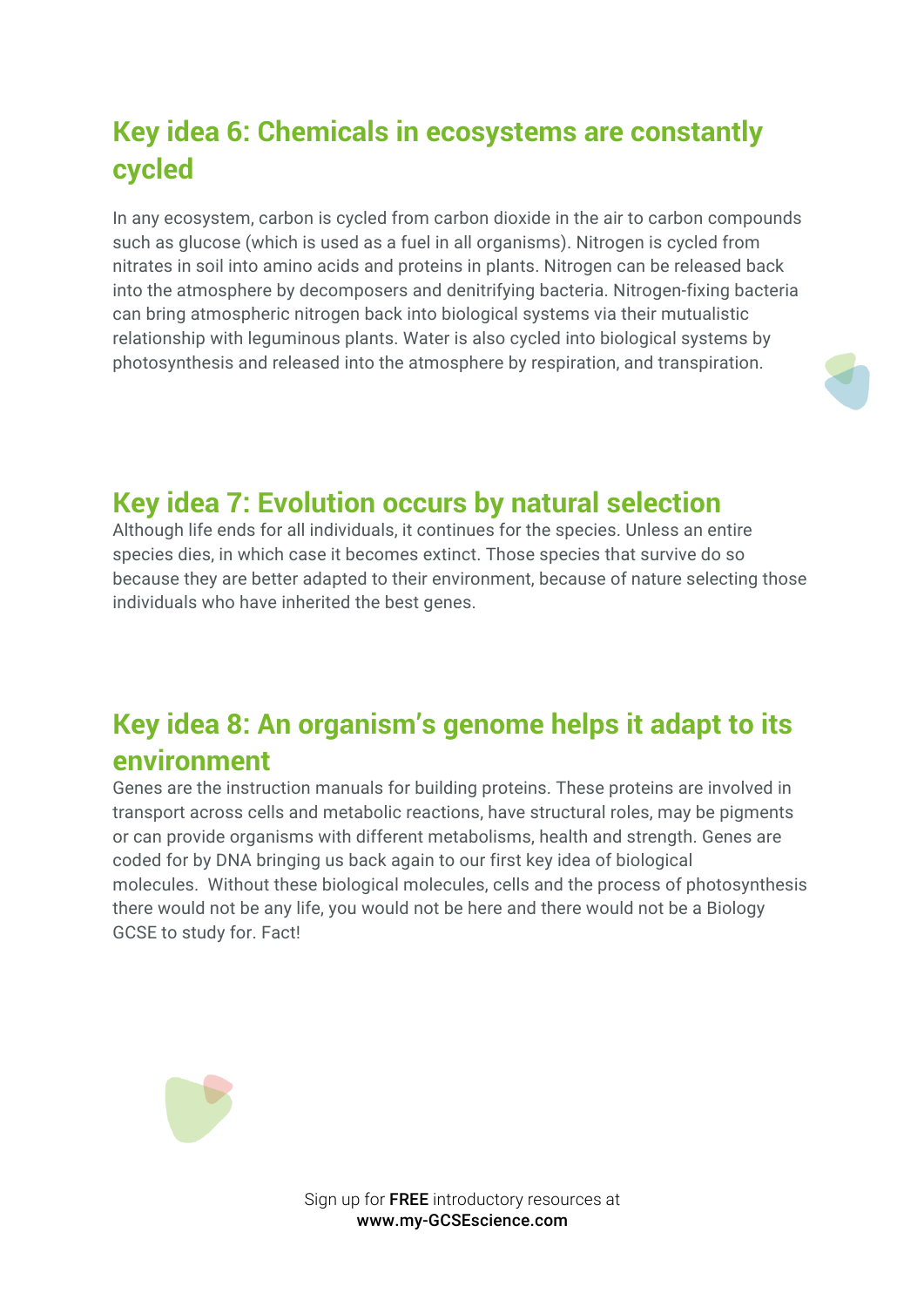## Key idea 6: Chemicals in ecosystems are constantly cycled

In any ecosystem, carbon is cycled from carbon dioxide in the air to carbon compounds such as glucose (which is used as a fuel in all organisms). Nitrogen is cycled from nitrates in soil into amino acids and proteins in plants. Nitrogen can be released back into the atmosphere by decomposers and denitrifying bacteria. Nitrogen-fixing bacteria can bring atmospheric nitrogen back into biological systems via their mutualistic relationship with leguminous plants. Water is also cycled into biological systems by photosynthesis and released into the atmosphere by respiration, and transpiration.

## Key idea 7: Evolution occurs by natural selection

Although life ends for all individuals, it continues for the species. Unless an entire species dies, in which case it becomes extinct. Those species that survive do so because they are better adapted to their environment, because of nature selecting those individuals who have inherited the best genes.

## Key idea 8: An organism's genome helps it adapt to its environment

Genes are the instruction manuals for building proteins. These proteins are involved in transport across cells and metabolic reactions, have structural roles, may be pigments or can provide organisms with different metabolisms, health and strength. Genes are coded for by DNA bringing us back again to our first key idea of biological molecules. Without these biological molecules, cells and the process of photosynthesis there would not be any life, you would not be here and there would not be a Biology GCSE to study for. Fact!

Sign up for **FREE** introductory resources at
**www.my-GCSEscience.com**